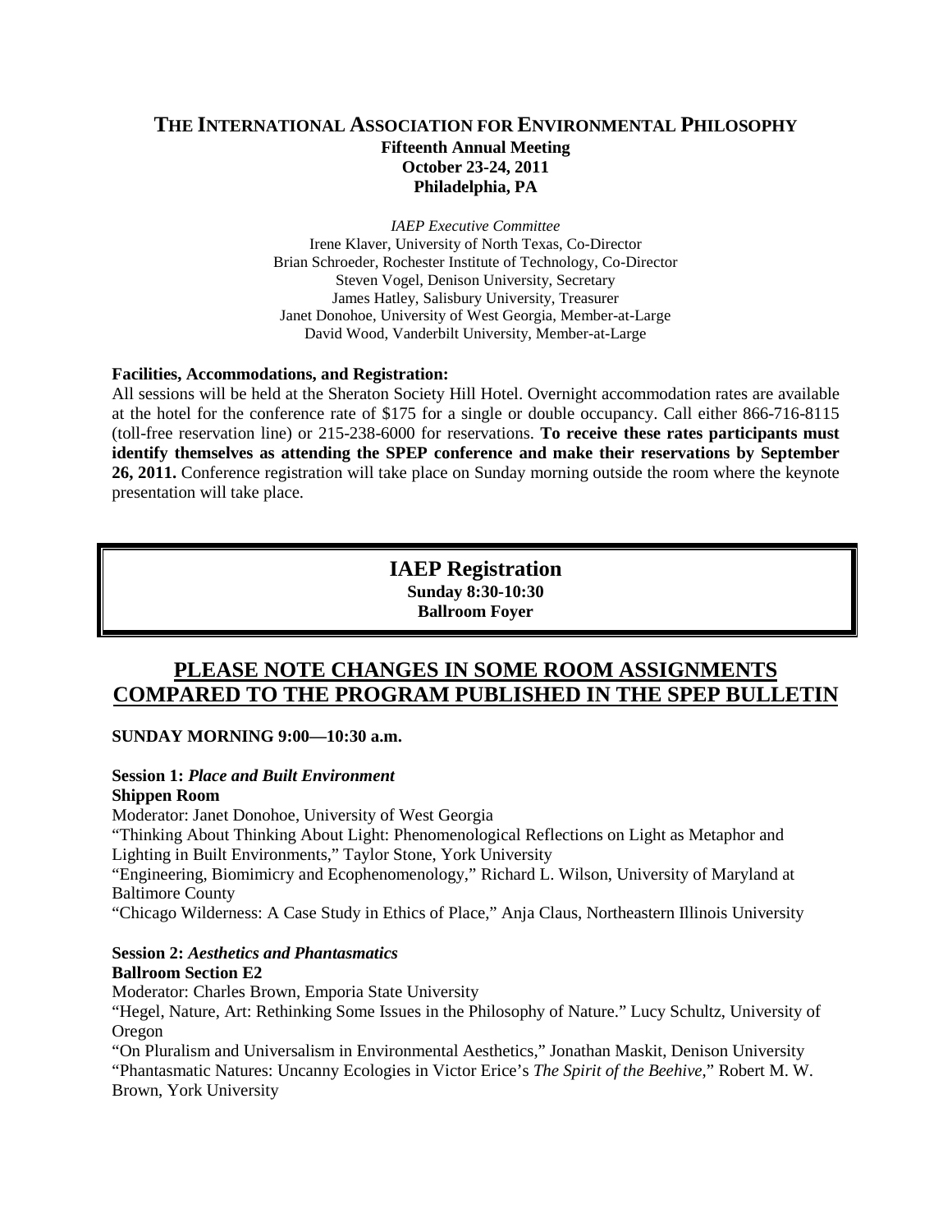# THE INTERNATIONAL ASSOCIATION FOR ENVIRONMENTAL PHILOSOPHY

**Fifteenth Annual Meeting**
**October 23-24, 2011**
**Philadelphia, PA**

*IAEP Executive Committee*
Irene Klaver, University of North Texas, Co-Director
Brian Schroeder, Rochester Institute of Technology, Co-Director
Steven Vogel, Denison University, Secretary
James Hatley, Salisbury University, Treasurer
Janet Donohoe, University of West Georgia, Member-at-Large
David Wood, Vanderbilt University, Member-at-Large

**Facilities, Accommodations, and Registration:**
All sessions will be held at the Sheraton Society Hill Hotel. Overnight accommodation rates are available at the hotel for the conference rate of $175 for a single or double occupancy. Call either 866-716-8115 (toll-free reservation line) or 215-238-6000 for reservations. **To receive these rates participants must identify themselves as attending the SPEP conference and make their reservations by September 26, 2011.** Conference registration will take place on Sunday morning outside the room where the keynote presentation will take place.

## IAEP Registration

**Sunday 8:30-10:30**
**Ballroom Foyer**

## PLEASE NOTE CHANGES IN SOME ROOM ASSIGNMENTS COMPARED TO THE PROGRAM PUBLISHED IN THE SPEP BULLETIN

**SUNDAY MORNING 9:00—10:30 a.m.**

**Session 1:** ***Place and Built Environment***
**Shippen Room**
Moderator: Janet Donohoe, University of West Georgia
"Thinking About Thinking About Light: Phenomenological Reflections on Light as Metaphor and Lighting in Built Environments," Taylor Stone, York University
"Engineering, Biomimicry and Ecophenomenology," Richard L. Wilson, University of Maryland at Baltimore County
"Chicago Wilderness: A Case Study in Ethics of Place," Anja Claus, Northeastern Illinois University

**Session 2:** ***Aesthetics and Phantasmatics***
**Ballroom Section E2**
Moderator: Charles Brown, Emporia State University
"Hegel, Nature, Art: Rethinking Some Issues in the Philosophy of Nature." Lucy Schultz, University of Oregon
"On Pluralism and Universalism in Environmental Aesthetics," Jonathan Maskit, Denison University
"Phantasmatic Natures: Uncanny Ecologies in Victor Erice's *The Spirit of the Beehive*," Robert M. W. Brown, York University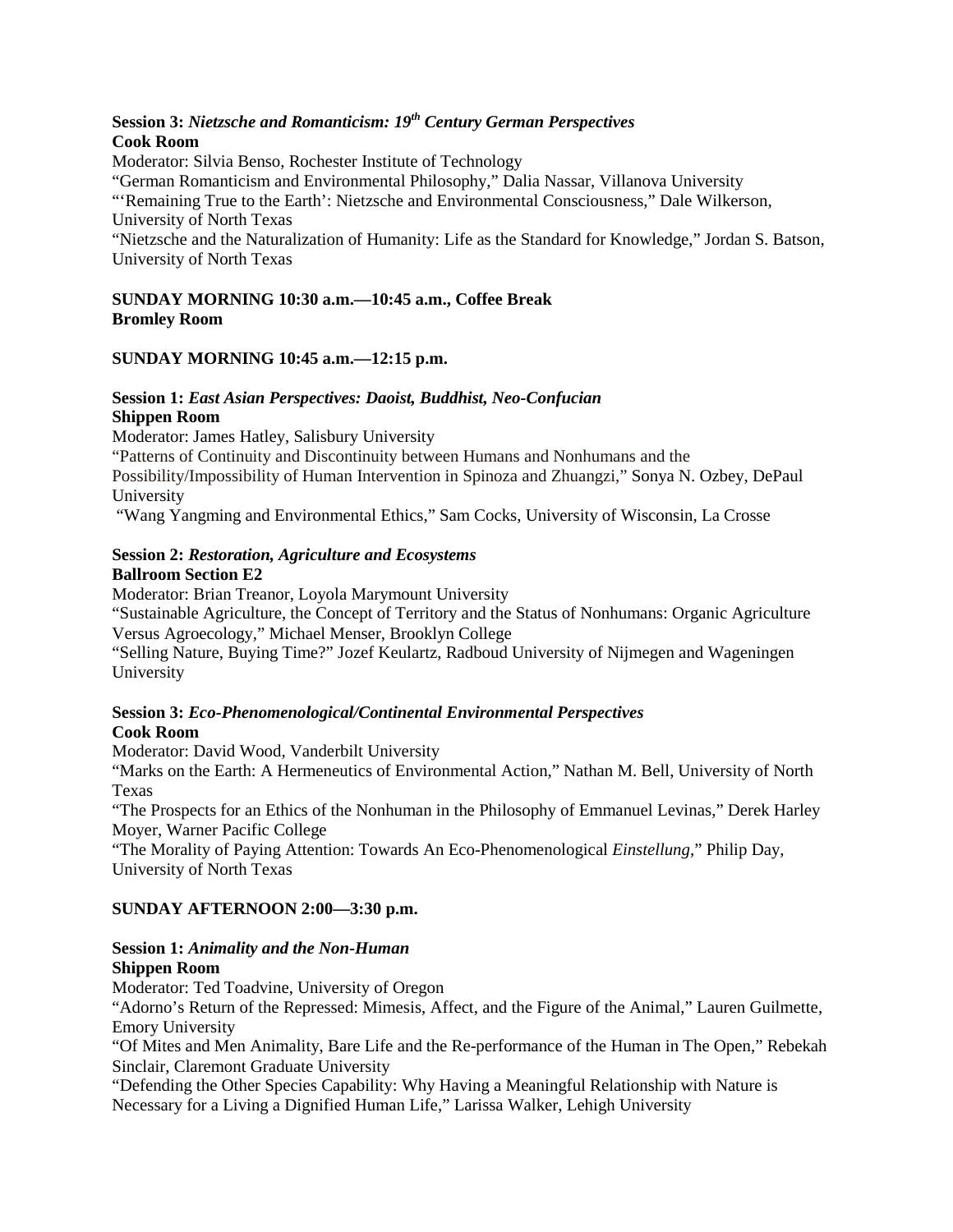**Session 3:** ***Nietzsche and Romanticism: 19th Century German Perspectives***
**Cook Room**

Moderator: Silvia Benso, Rochester Institute of Technology

"German Romanticism and Environmental Philosophy," Dalia Nassar, Villanova University

"'Remaining True to the Earth': Nietzsche and Environmental Consciousness," Dale Wilkerson, University of North Texas

"Nietzsche and the Naturalization of Humanity: Life as the Standard for Knowledge," Jordan S. Batson, University of North Texas

**SUNDAY MORNING 10:30 a.m.—10:45 a.m., Coffee Break**
**Bromley Room**

**SUNDAY MORNING 10:45 a.m.—12:15 p.m.**

**Session 1:** ***East Asian Perspectives: Daoist, Buddhist, Neo-Confucian***
**Shippen Room**

Moderator: James Hatley, Salisbury University

"Patterns of Continuity and Discontinuity between Humans and Nonhumans and the Possibility/Impossibility of Human Intervention in Spinoza and Zhuangzi," Sonya N. Ozbey, DePaul University

"Wang Yangming and Environmental Ethics," Sam Cocks, University of Wisconsin, La Crosse

**Session 2:** ***Restoration, Agriculture and Ecosystems***
**Ballroom Section E2**

Moderator: Brian Treanor, Loyola Marymount University

"Sustainable Agriculture, the Concept of Territory and the Status of Nonhumans: Organic Agriculture Versus Agroecology," Michael Menser, Brooklyn College

"Selling Nature, Buying Time?" Jozef Keulartz, Radboud University of Nijmegen and Wageningen University

**Session 3:** ***Eco-Phenomenological/Continental Environmental Perspectives***
**Cook Room**

Moderator: David Wood, Vanderbilt University

"Marks on the Earth: A Hermeneutics of Environmental Action," Nathan M. Bell, University of North Texas

"The Prospects for an Ethics of the Nonhuman in the Philosophy of Emmanuel Levinas," Derek Harley Moyer, Warner Pacific College

"The Morality of Paying Attention: Towards An Eco-Phenomenological *Einstellung*," Philip Day, University of North Texas

**SUNDAY AFTERNOON 2:00—3:30 p.m.**

**Session 1:** ***Animality and the Non-Human***
**Shippen Room**

Moderator: Ted Toadvine, University of Oregon

"Adorno's Return of the Repressed: Mimesis, Affect, and the Figure of the Animal," Lauren Guilmette, Emory University

"Of Mites and Men Animality, Bare Life and the Re-performance of the Human in The Open," Rebekah Sinclair, Claremont Graduate University

"Defending the Other Species Capability: Why Having a Meaningful Relationship with Nature is Necessary for a Living a Dignified Human Life," Larissa Walker, Lehigh University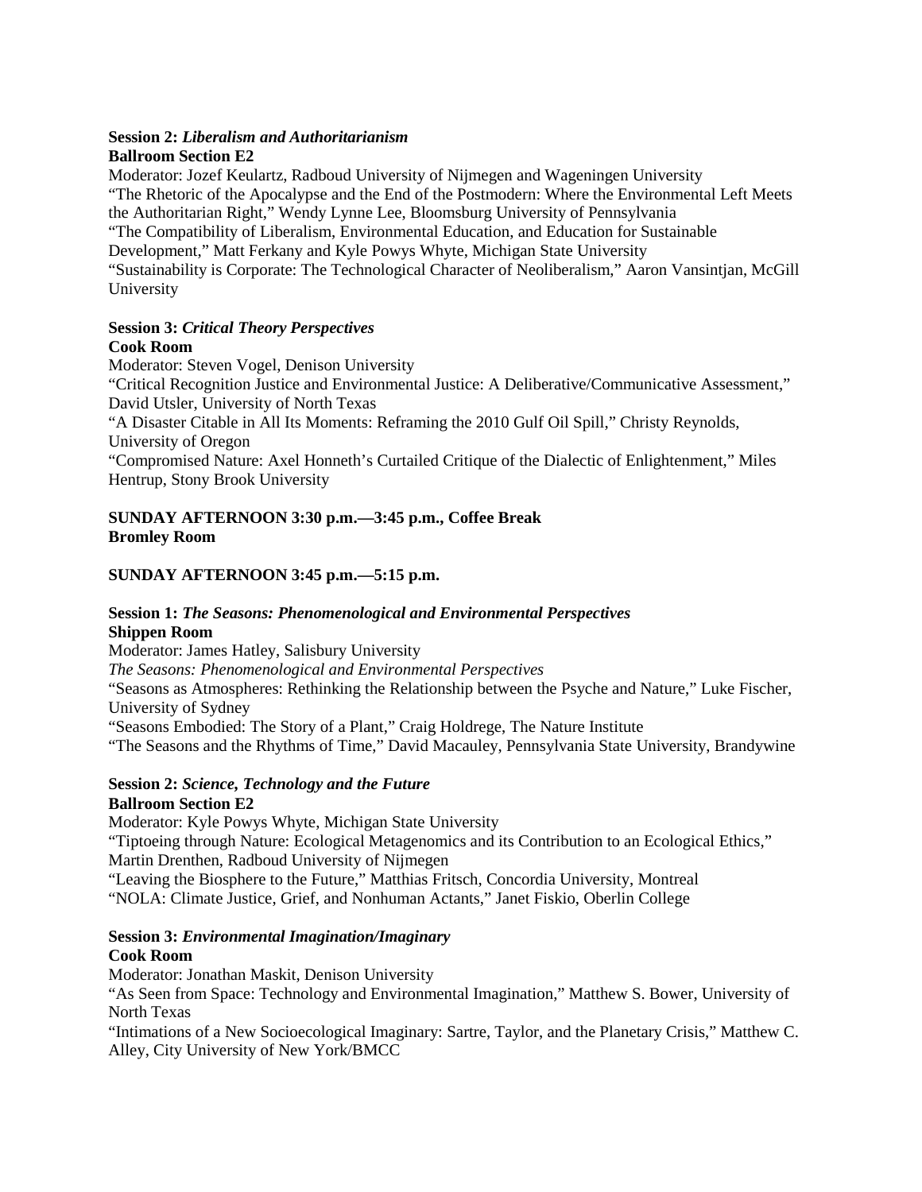**Session 2:** ***Liberalism and Authoritarianism***
**Ballroom Section E2**
Moderator: Jozef Keulartz, Radboud University of Nijmegen and Wageningen University
"The Rhetoric of the Apocalypse and the End of the Postmodern: Where the Environmental Left Meets the Authoritarian Right," Wendy Lynne Lee, Bloomsburg University of Pennsylvania
"The Compatibility of Liberalism, Environmental Education, and Education for Sustainable Development," Matt Ferkany and Kyle Powys Whyte, Michigan State University
"Sustainability is Corporate: The Technological Character of Neoliberalism," Aaron Vansintjan, McGill University

**Session 3:** ***Critical Theory Perspectives***
**Cook Room**
Moderator: Steven Vogel, Denison University
"Critical Recognition Justice and Environmental Justice: A Deliberative/Communicative Assessment," David Utsler, University of North Texas
"A Disaster Citable in All Its Moments: Reframing the 2010 Gulf Oil Spill," Christy Reynolds, University of Oregon
"Compromised Nature: Axel Honneth's Curtailed Critique of the Dialectic of Enlightenment," Miles Hentrup, Stony Brook University

**SUNDAY AFTERNOON 3:30 p.m.—3:45 p.m., Coffee Break**
**Bromley Room**

**SUNDAY AFTERNOON 3:45 p.m.—5:15 p.m.**

**Session 1:** ***The Seasons: Phenomenological and Environmental Perspectives***
**Shippen Room**
Moderator: James Hatley, Salisbury University
*The Seasons: Phenomenological and Environmental Perspectives*
"Seasons as Atmospheres: Rethinking the Relationship between the Psyche and Nature," Luke Fischer, University of Sydney
"Seasons Embodied: The Story of a Plant," Craig Holdrege, The Nature Institute
"The Seasons and the Rhythms of Time," David Macauley, Pennsylvania State University, Brandywine

**Session 2:** ***Science, Technology and the Future***
**Ballroom Section E2**
Moderator: Kyle Powys Whyte, Michigan State University
"Tiptoeing through Nature: Ecological Metagenomics and its Contribution to an Ecological Ethics," Martin Drenthen, Radboud University of Nijmegen
"Leaving the Biosphere to the Future," Matthias Fritsch, Concordia University, Montreal
"NOLA: Climate Justice, Grief, and Nonhuman Actants," Janet Fiskio, Oberlin College

**Session 3:** ***Environmental Imagination/Imaginary***
**Cook Room**
Moderator: Jonathan Maskit, Denison University
"As Seen from Space: Technology and Environmental Imagination," Matthew S. Bower, University of North Texas
"Intimations of a New Socioecological Imaginary: Sartre, Taylor, and the Planetary Crisis," Matthew C. Alley, City University of New York/BMCC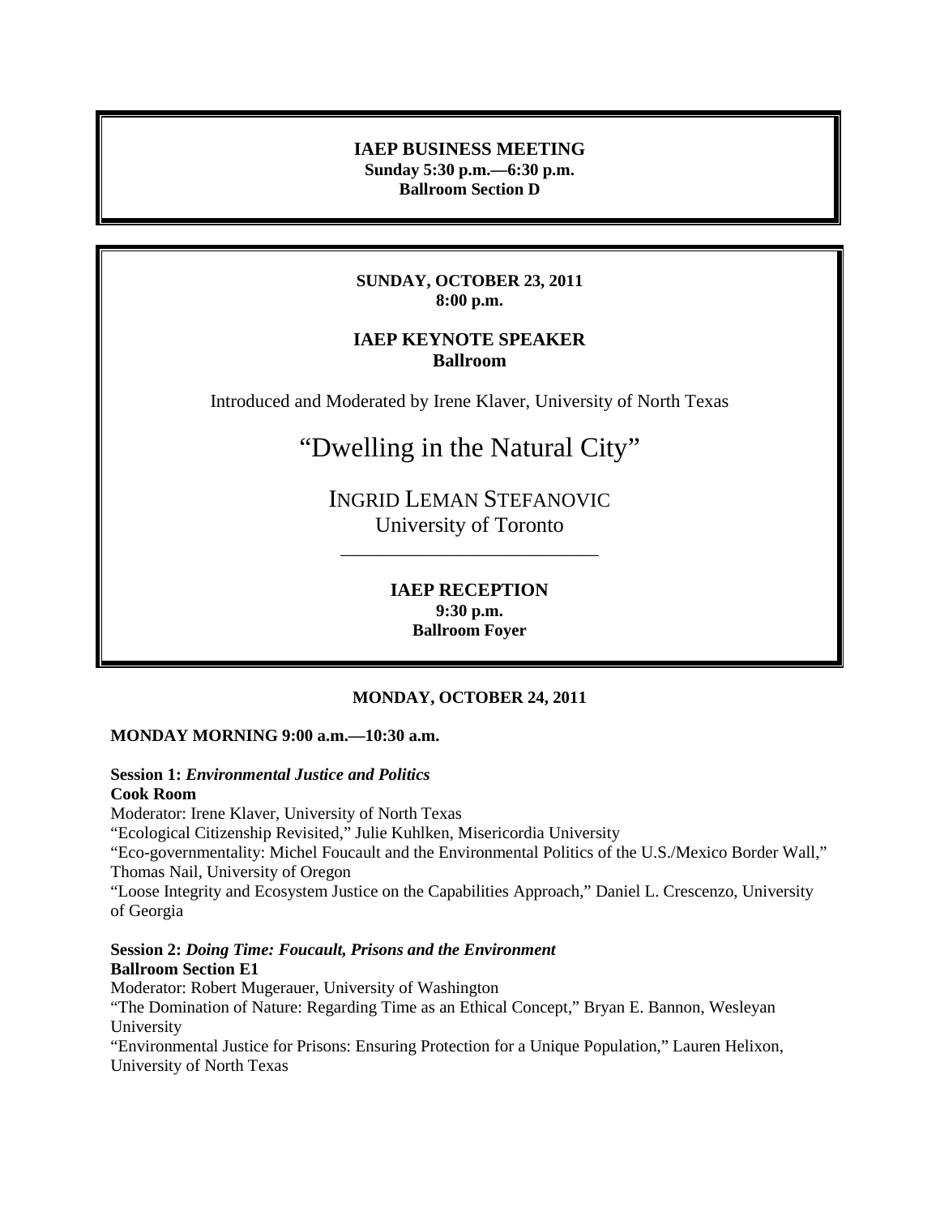**IAEP BUSINESS MEETING**
**Sunday 5:30 p.m.—6:30 p.m.**
**Ballroom Section D**

---

**SUNDAY, OCTOBER 23, 2011**
**8:00 p.m.**

**IAEP KEYNOTE SPEAKER**
**Ballroom**

Introduced and Moderated by Irene Klaver, University of North Texas

## "Dwelling in the Natural City"

INGRID LEMAN STEFANOVIC
University of Toronto

---

**IAEP RECEPTION**
**9:30 p.m.**
**Ballroom Foyer**

---

**MONDAY, OCTOBER 24, 2011**

**MONDAY MORNING 9:00 a.m.—10:30 a.m.**

**Session 1:** ***Environmental Justice and Politics***
**Cook Room**
Moderator: Irene Klaver, University of North Texas
"Ecological Citizenship Revisited," Julie Kuhlken, Misericordia University
"Eco-governmentality: Michel Foucault and the Environmental Politics of the U.S./Mexico Border Wall," Thomas Nail, University of Oregon
"Loose Integrity and Ecosystem Justice on the Capabilities Approach," Daniel L. Crescenzo, University of Georgia

**Session 2:** ***Doing Time: Foucault, Prisons and the Environment***
**Ballroom Section E1**
Moderator: Robert Mugerauer, University of Washington
"The Domination of Nature: Regarding Time as an Ethical Concept," Bryan E. Bannon, Wesleyan University
"Environmental Justice for Prisons: Ensuring Protection for a Unique Population," Lauren Helixon, University of North Texas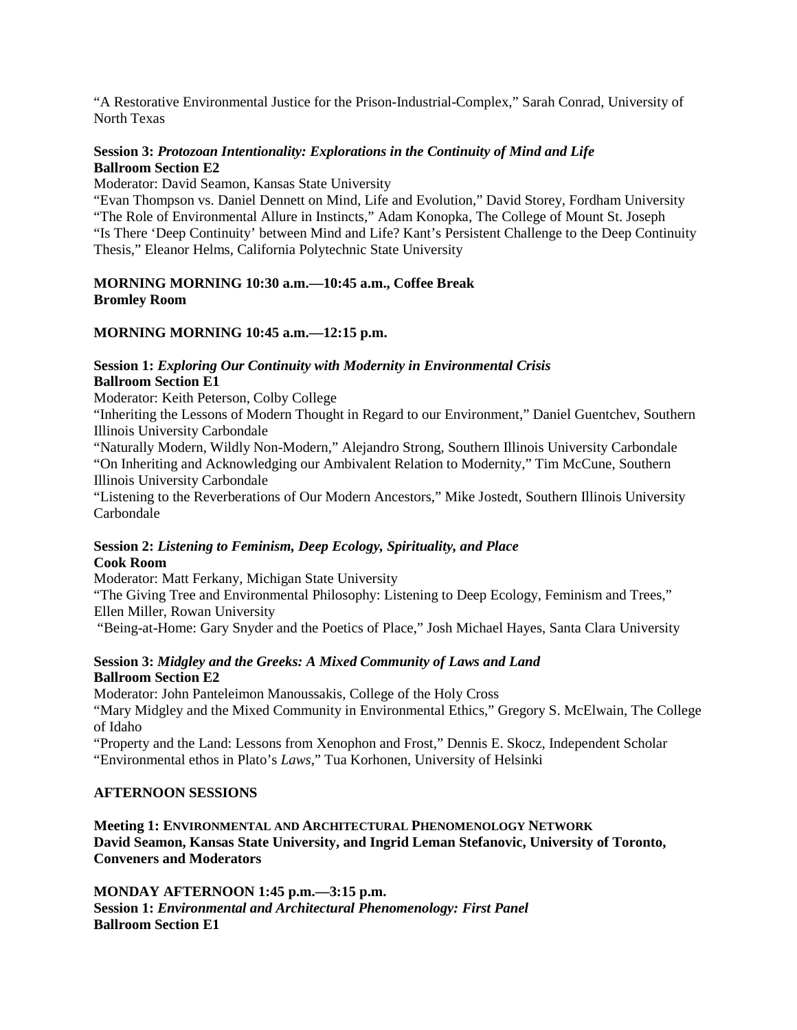"A Restorative Environmental Justice for the Prison-Industrial-Complex," Sarah Conrad, University of North Texas

**Session 3:** ***Protozoan Intentionality: Explorations in the Continuity of Mind and Life***
**Ballroom Section E2**
Moderator: David Seamon, Kansas State University
"Evan Thompson vs. Daniel Dennett on Mind, Life and Evolution," David Storey, Fordham University
"The Role of Environmental Allure in Instincts," Adam Konopka, The College of Mount St. Joseph
"Is There 'Deep Continuity' between Mind and Life? Kant's Persistent Challenge to the Deep Continuity Thesis," Eleanor Helms, California Polytechnic State University

**MORNING MORNING 10:30 a.m.—10:45 a.m., Coffee Break**
**Bromley Room**

**MORNING MORNING 10:45 a.m.—12:15 p.m.**

**Session 1:** ***Exploring Our Continuity with Modernity in Environmental Crisis***
**Ballroom Section E1**
Moderator: Keith Peterson, Colby College
"Inheriting the Lessons of Modern Thought in Regard to our Environment," Daniel Guentchev, Southern Illinois University Carbondale
"Naturally Modern, Wildly Non-Modern," Alejandro Strong, Southern Illinois University Carbondale
"On Inheriting and Acknowledging our Ambivalent Relation to Modernity," Tim McCune, Southern Illinois University Carbondale
"Listening to the Reverberations of Our Modern Ancestors," Mike Jostedt, Southern Illinois University Carbondale

**Session 2:** ***Listening to Feminism, Deep Ecology, Spirituality, and Place***
**Cook Room**
Moderator: Matt Ferkany, Michigan State University
"The Giving Tree and Environmental Philosophy: Listening to Deep Ecology, Feminism and Trees," Ellen Miller, Rowan University
"Being-at-Home: Gary Snyder and the Poetics of Place," Josh Michael Hayes, Santa Clara University

**Session 3:** ***Midgley and the Greeks: A Mixed Community of Laws and Land***
**Ballroom Section E2**
Moderator: John Panteleimon Manoussakis, College of the Holy Cross
"Mary Midgley and the Mixed Community in Environmental Ethics," Gregory S. McElwain, The College of Idaho
"Property and the Land: Lessons from Xenophon and Frost," Dennis E. Skocz, Independent Scholar
"Environmental ethos in Plato's *Laws*," Tua Korhonen, University of Helsinki

**AFTERNOON SESSIONS**

**Meeting 1: ENVIRONMENTAL AND ARCHITECTURAL PHENOMENOLOGY NETWORK**
**David Seamon, Kansas State University, and Ingrid Leman Stefanovic, University of Toronto, Conveners and Moderators**

**MONDAY AFTERNOON 1:45 p.m.—3:15 p.m.**
**Session 1:** ***Environmental and Architectural Phenomenology: First Panel***
**Ballroom Section E1**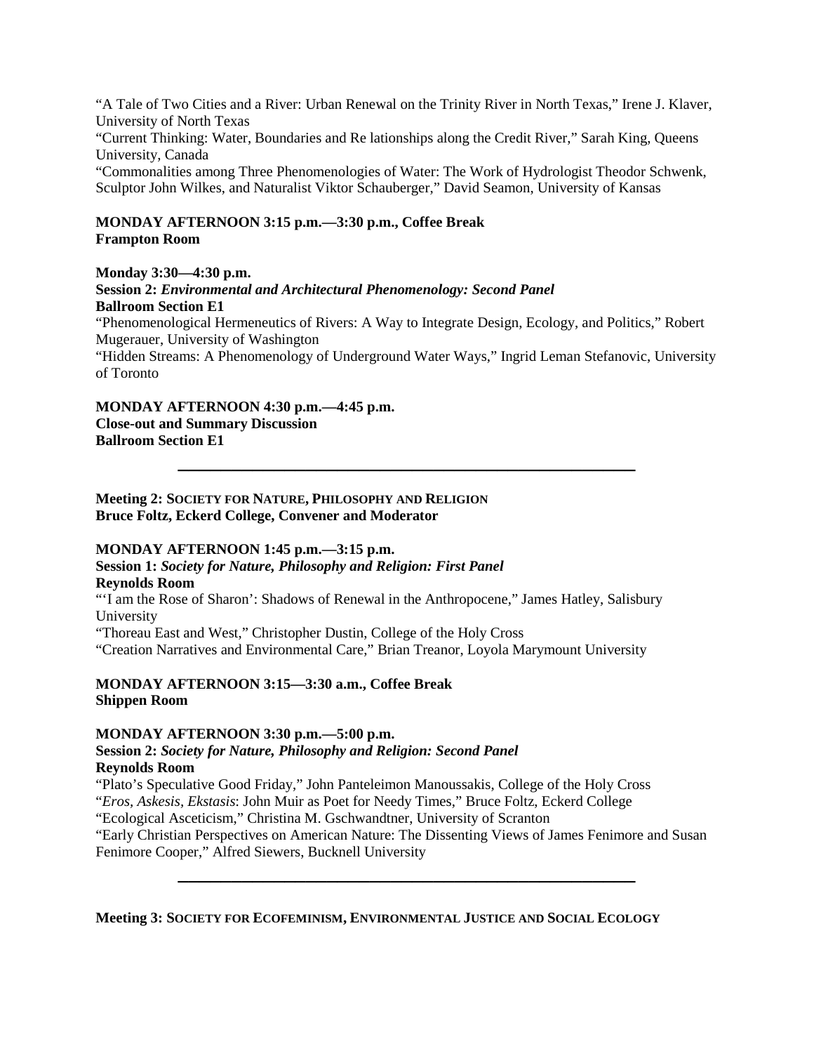"A Tale of Two Cities and a River: Urban Renewal on the Trinity River in North Texas," Irene J. Klaver, University of North Texas

"Current Thinking: Water, Boundaries and Re lationships along the Credit River," Sarah King, Queens University, Canada

"Commonalities among Three Phenomenologies of Water: The Work of Hydrologist Theodor Schwenk, Sculptor John Wilkes, and Naturalist Viktor Schauberger," David Seamon, University of Kansas

**MONDAY AFTERNOON 3:15 p.m.—3:30 p.m., Coffee Break**
**Frampton Room**

**Monday 3:30—4:30 p.m.**
**Session 2: *Environmental and Architectural Phenomenology: Second Panel***
**Ballroom Section E1**

"Phenomenological Hermeneutics of Rivers: A Way to Integrate Design, Ecology, and Politics," Robert Mugerauer, University of Washington

"Hidden Streams: A Phenomenology of Underground Water Ways," Ingrid Leman Stefanovic, University of Toronto

**MONDAY AFTERNOON 4:30 p.m.—4:45 p.m.**
**Close-out and Summary Discussion**
**Ballroom Section E1**

---

**Meeting 2: SOCIETY FOR NATURE, PHILOSOPHY AND RELIGION**
**Bruce Foltz, Eckerd College, Convener and Moderator**

**MONDAY AFTERNOON 1:45 p.m.—3:15 p.m.**
**Session 1: *Society for Nature, Philosophy and Religion: First Panel***
**Reynolds Room**

"'I am the Rose of Sharon': Shadows of Renewal in the Anthropocene," James Hatley, Salisbury University

"Thoreau East and West," Christopher Dustin, College of the Holy Cross

"Creation Narratives and Environmental Care," Brian Treanor, Loyola Marymount University

**MONDAY AFTERNOON 3:15—3:30 a.m., Coffee Break**
**Shippen Room**

**MONDAY AFTERNOON 3:30 p.m.—5:00 p.m.**
**Session 2: *Society for Nature, Philosophy and Religion: Second Panel***
**Reynolds Room**

"Plato's Speculative Good Friday," John Panteleimon Manoussakis, College of the Holy Cross

"*Eros, Askesis, Ekstasis*: John Muir as Poet for Needy Times," Bruce Foltz, Eckerd College

"Ecological Asceticism," Christina M. Gschwandtner, University of Scranton

"Early Christian Perspectives on American Nature: The Dissenting Views of James Fenimore and Susan Fenimore Cooper," Alfred Siewers, Bucknell University

---

**Meeting 3: SOCIETY FOR ECOFEMINISM, ENVIRONMENTAL JUSTICE AND SOCIAL ECOLOGY**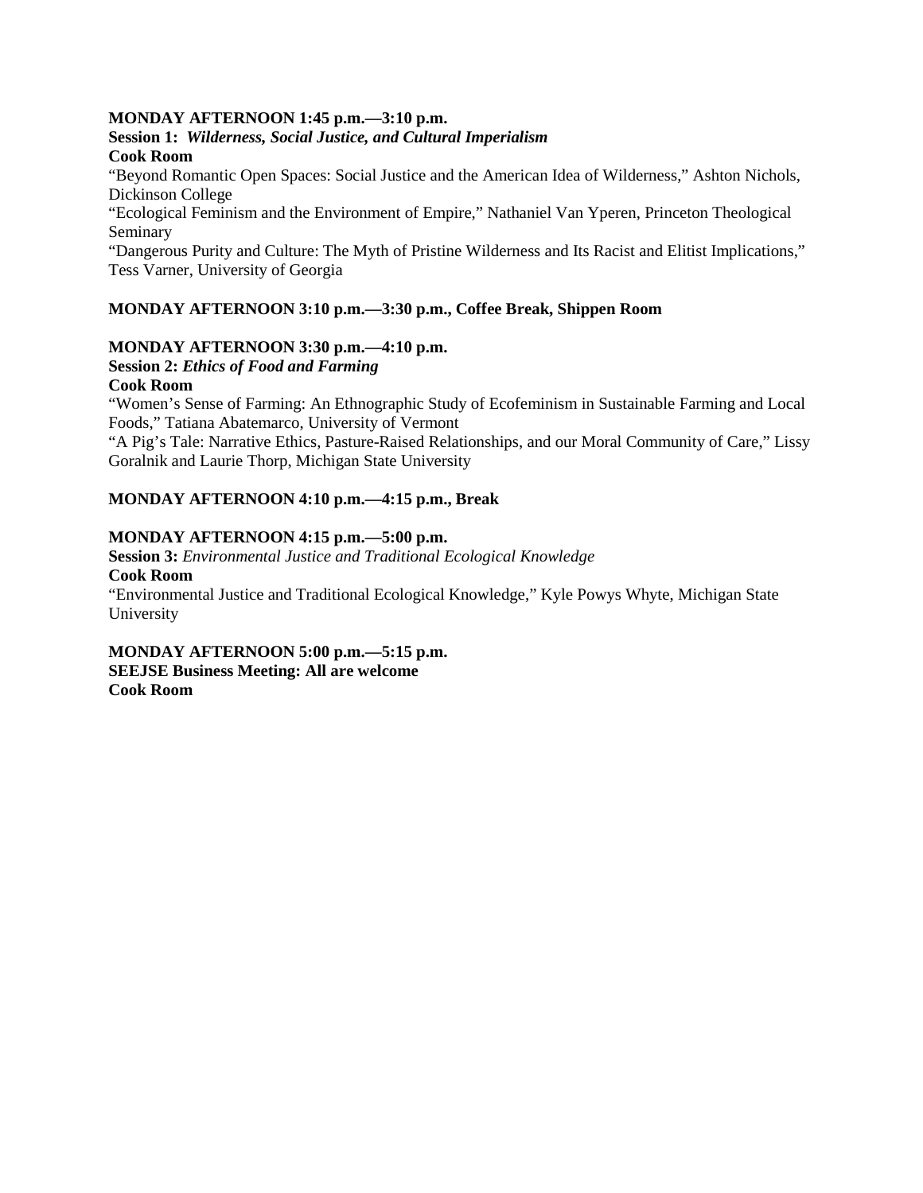**MONDAY AFTERNOON 1:45 p.m.—3:10 p.m.**
**Session 1:** ***Wilderness, Social Justice, and Cultural Imperialism***
**Cook Room**
"Beyond Romantic Open Spaces: Social Justice and the American Idea of Wilderness," Ashton Nichols, Dickinson College
"Ecological Feminism and the Environment of Empire," Nathaniel Van Yperen, Princeton Theological Seminary
"Dangerous Purity and Culture: The Myth of Pristine Wilderness and Its Racist and Elitist Implications," Tess Varner, University of Georgia

**MONDAY AFTERNOON 3:10 p.m.—3:30 p.m., Coffee Break, Shippen Room**

**MONDAY AFTERNOON 3:30 p.m.—4:10 p.m.**
**Session 2:** ***Ethics of Food and Farming***
**Cook Room**
"Women's Sense of Farming: An Ethnographic Study of Ecofeminism in Sustainable Farming and Local Foods," Tatiana Abatemarco, University of Vermont
"A Pig's Tale: Narrative Ethics, Pasture-Raised Relationships, and our Moral Community of Care," Lissy Goralnik and Laurie Thorp, Michigan State University

**MONDAY AFTERNOON 4:10 p.m.—4:15 p.m., Break**

**MONDAY AFTERNOON 4:15 p.m.—5:00 p.m.**
**Session 3:** *Environmental Justice and Traditional Ecological Knowledge*
**Cook Room**
"Environmental Justice and Traditional Ecological Knowledge," Kyle Powys Whyte, Michigan State University

**MONDAY AFTERNOON 5:00 p.m.—5:15 p.m.**
**SEEJSE Business Meeting: All are welcome**
**Cook Room**